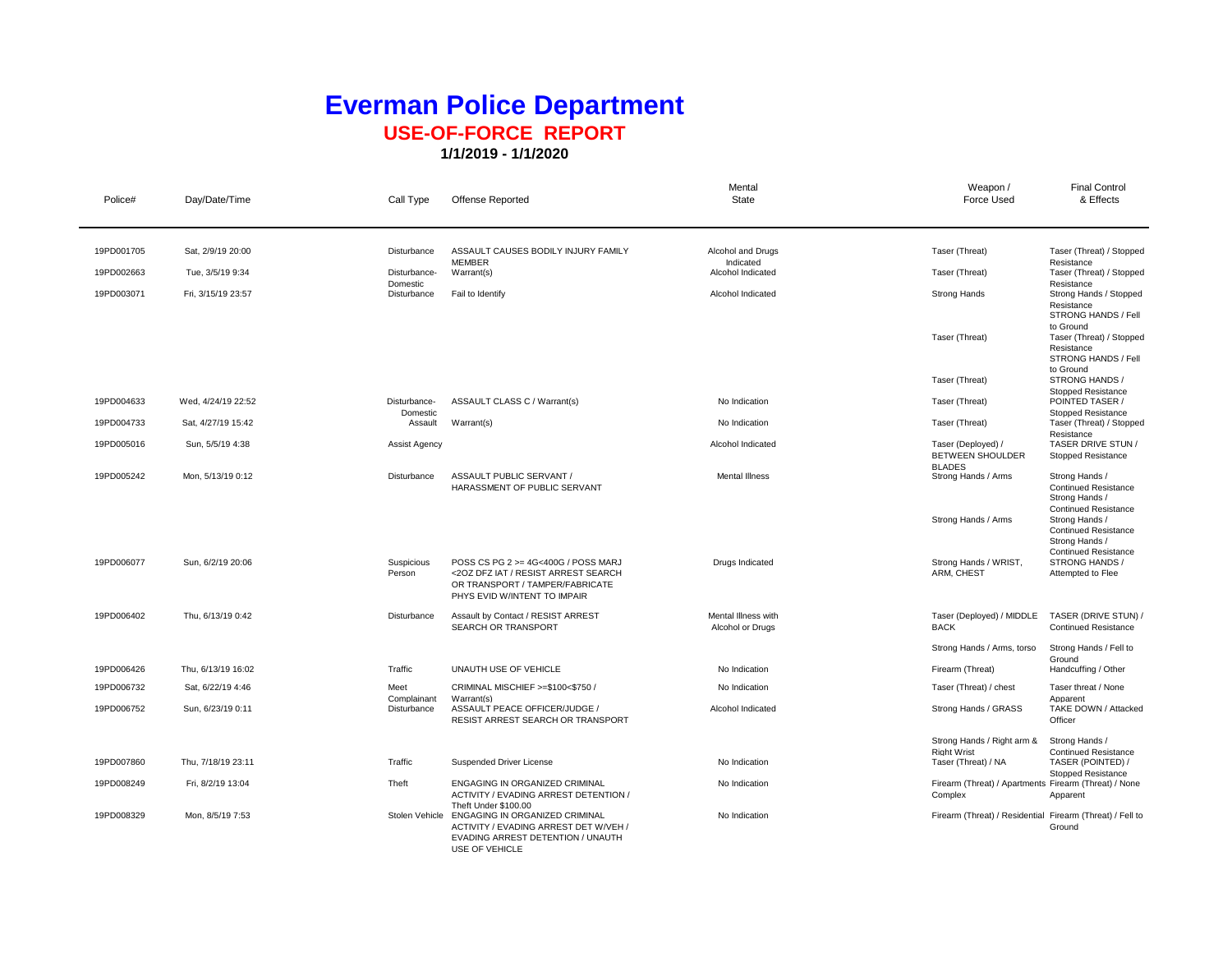# Everman Police Department

## USE-OF-FORCE REPORT

**1/1/2019 - 1/1/2020**

| Police# | Day/Date/Time | Call Type | Offense Reported | Mental State | Weapon / Force Used | Final Control & Effects |
|---|---|---|---|---|---|---|
| 19PD001705 | Sat, 2/9/19 20:00 | Disturbance | ASSAULT CAUSES BODILY INJURY FAMILY MEMBER | Alcohol and Drugs Indicated | Taser (Threat) | Taser (Threat) / Stopped Resistance |
| 19PD002663 | Tue, 3/5/19 9:34 | Disturbance-Domestic | Warrant(s) | Alcohol Indicated | Taser (Threat) | Taser (Threat) / Stopped Resistance |
| 19PD003071 | Fri, 3/15/19 23:57 | Disturbance | Fail to Identify | Alcohol Indicated | Strong Hands | Strong Hands / Stopped Resistance STRONG HANDS / Fell to Ground |
| | | | | | Taser (Threat) | Taser (Threat) / Stopped Resistance STRONG HANDS / Fell to Ground |
| | | | | | Taser (Threat) | STRONG HANDS / Stopped Resistance |
| 19PD004633 | Wed, 4/24/19 22:52 | Disturbance-Domestic | ASSAULT CLASS C / Warrant(s) | No Indication | Taser (Threat) | POINTED TASER / Stopped Resistance |
| 19PD004733 | Sat, 4/27/19 15:42 | Assault | Warrant(s) | No Indication | Taser (Threat) | Taser (Threat) / Stopped Resistance |
| 19PD005016 | Sun, 5/5/19 4:38 | Assist Agency | | Alcohol Indicated | Taser (Deployed) / BETWEEN SHOULDER BLADES | TASER DRIVE STUN / Stopped Resistance |
| 19PD005242 | Mon, 5/13/19 0:12 | Disturbance | ASSAULT PUBLIC SERVANT / HARASSMENT OF PUBLIC SERVANT | Mental Illness | Strong Hands / Arms | Strong Hands / Continued Resistance Strong Hands / Continued Resistance |
| | | | | | Strong Hands / Arms | Strong Hands / Continued Resistance Strong Hands / Continued Resistance |
| 19PD006077 | Sun, 6/2/19 20:06 | Suspicious Person | POSS CS PG 2 >= 4G<400G / POSS MARJ <2OZ DFZ IAT / RESIST ARREST SEARCH OR TRANSPORT / TAMPER/FABRICATE PHYS EVID W/INTENT TO IMPAIR | Drugs Indicated | Strong Hands / WRIST, ARM, CHEST | STRONG HANDS / Attempted to Flee |
| 19PD006402 | Thu, 6/13/19 0:42 | Disturbance | Assault by Contact / RESIST ARREST SEARCH OR TRANSPORT | Mental Illness with Alcohol or Drugs | Taser (Deployed) / MIDDLE BACK | TASER (DRIVE STUN) / Continued Resistance |
| | | | | | Strong Hands / Arms, torso | Strong Hands / Fell to Ground |
| 19PD006426 | Thu, 6/13/19 16:02 | Traffic | UNAUTH USE OF VEHICLE | No Indication | Firearm (Threat) | Handcuffing / Other |
| 19PD006732 | Sat, 6/22/19 4:46 | Meet Complainant | CRIMINAL MISCHIEF >=$100<$750 / Warrant(s) | No Indication | Taser (Threat) / chest | Taser threat / None Apparent |
| 19PD006752 | Sun, 6/23/19 0:11 | Disturbance | ASSAULT PEACE OFFICER/JUDGE / RESIST ARREST SEARCH OR TRANSPORT | Alcohol Indicated | Strong Hands / GRASS | TAKE DOWN / Attacked Officer |
| | | | | | Strong Hands / Right arm & Right Wrist | Strong Hands / Continued Resistance |
| 19PD007860 | Thu, 7/18/19 23:11 | Traffic | Suspended Driver License | No Indication | Taser (Threat) / NA | TASER (POINTED) / Stopped Resistance |
| 19PD008249 | Fri, 8/2/19 13:04 | Theft | ENGAGING IN ORGANIZED CRIMINAL ACTIVITY / EVADING ARREST DETENTION / Theft Under $100.00 | No Indication | Firearm (Threat) / Apartments Complex | Firearm (Threat) / None Apparent |
| 19PD008329 | Mon, 8/5/19 7:53 | Stolen Vehicle | ENGAGING IN ORGANIZED CRIMINAL ACTIVITY / EVADING ARREST DET W/VEH / EVADING ARREST DETENTION / UNAUTH USE OF VEHICLE | No Indication | Firearm (Threat) / Residential | Firearm (Threat) / Fell to Ground |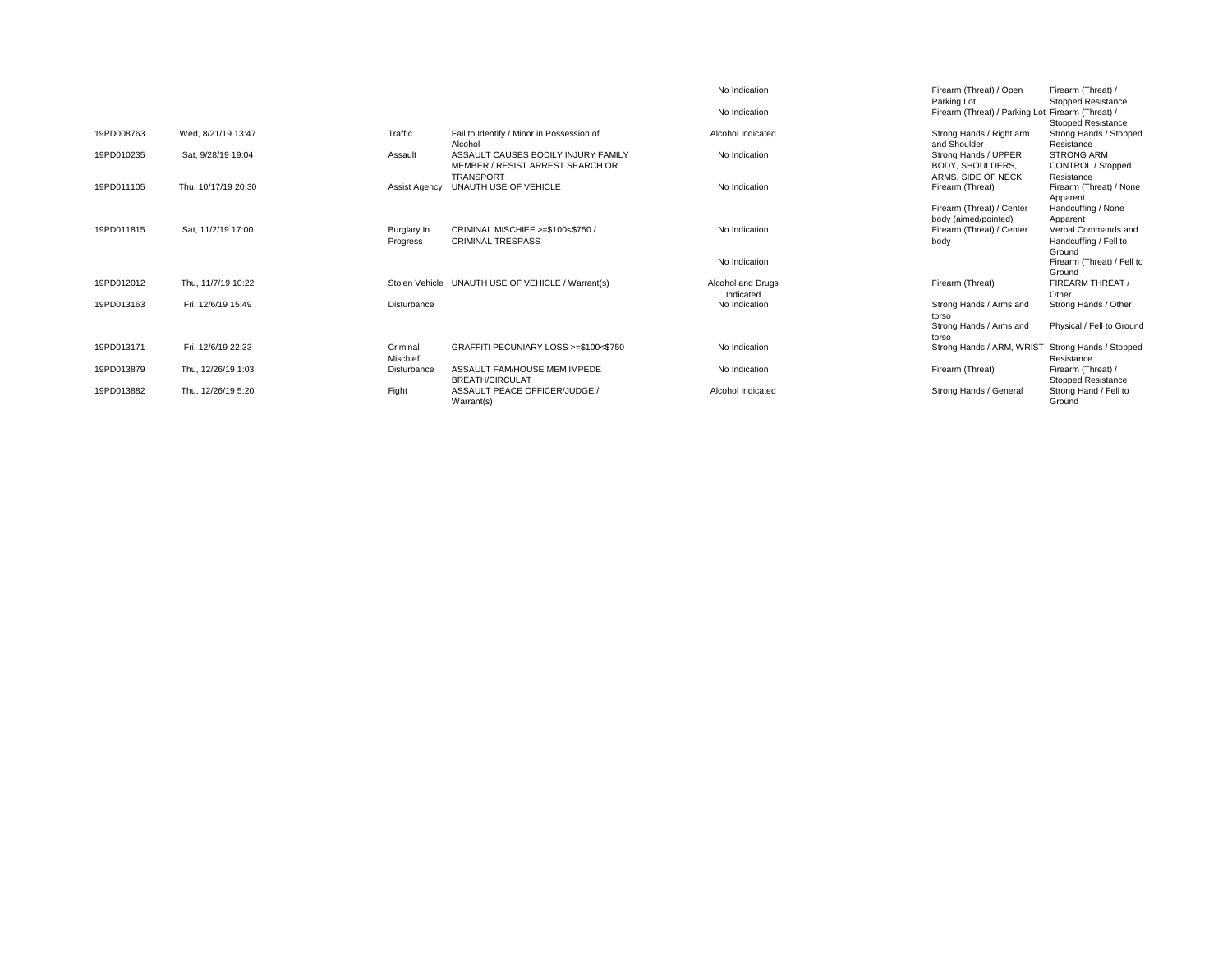| | | | | | | |
|---|---|---|---|---|---|---|
| | | | | No Indication | Firearm (Threat) / Open Parking Lot | Firearm (Threat) / Stopped Resistance |
| | | | | No Indication | Firearm (Threat) / Parking Lot | Firearm (Threat) / Stopped Resistance |
| 19PD008763 | Wed, 8/21/19 13:47 | Traffic | Fail to Identify / Minor in Possession of Alcohol | Alcohol Indicated | Strong Hands / Right arm and Shoulder | Strong Hands / Stopped Resistance |
| 19PD010235 | Sat, 9/28/19 19:04 | Assault | ASSAULT CAUSES BODILY INJURY FAMILY MEMBER / RESIST ARREST SEARCH OR TRANSPORT | No Indication | Strong Hands / UPPER BODY, SHOULDERS, ARMS, SIDE OF NECK | STRONG ARM CONTROL / Stopped Resistance |
| 19PD011105 | Thu, 10/17/19 20:30 | Assist Agency | UNAUTH USE OF VEHICLE | No Indication | Firearm (Threat) | Firearm (Threat) / None Apparent |
| | | | | | Firearm (Threat) / Center body (aimed/pointed) | Handcuffing / None Apparent |
| 19PD011815 | Sat, 11/2/19 17:00 | Burglary In Progress | CRIMINAL MISCHIEF >=$100<$750 / CRIMINAL TRESPASS | No Indication | Firearm (Threat) / Center body | Verbal Commands and Handcuffing / Fell to Ground |
| | | | | No Indication | | Firearm (Threat) / Fell to Ground |
| 19PD012012 | Thu, 11/7/19 10:22 | Stolen Vehicle | UNAUTH USE OF VEHICLE / Warrant(s) | Alcohol and Drugs Indicated | Firearm (Threat) | FIREARM THREAT / Other |
| 19PD013163 | Fri, 12/6/19 15:49 | Disturbance | | No Indication | Strong Hands / Arms and torso | Strong Hands / Other |
| | | | | | Strong Hands / Arms and torso | Physical / Fell to Ground |
| 19PD013171 | Fri, 12/6/19 22:33 | Criminal Mischief | GRAFFITI PECUNIARY LOSS >=$100<$750 | No Indication | Strong Hands / ARM, WRIST | Strong Hands / Stopped Resistance |
| 19PD013879 | Thu, 12/26/19 1:03 | Disturbance | ASSAULT FAM/HOUSE MEM IMPEDE BREATH/CIRCULAT | No Indication | Firearm (Threat) | Firearm (Threat) / Stopped Resistance |
| 19PD013882 | Thu, 12/26/19 5:20 | Fight | ASSAULT PEACE OFFICER/JUDGE / Warrant(s) | Alcohol Indicated | Strong Hands / General | Strong Hand / Fell to Ground |